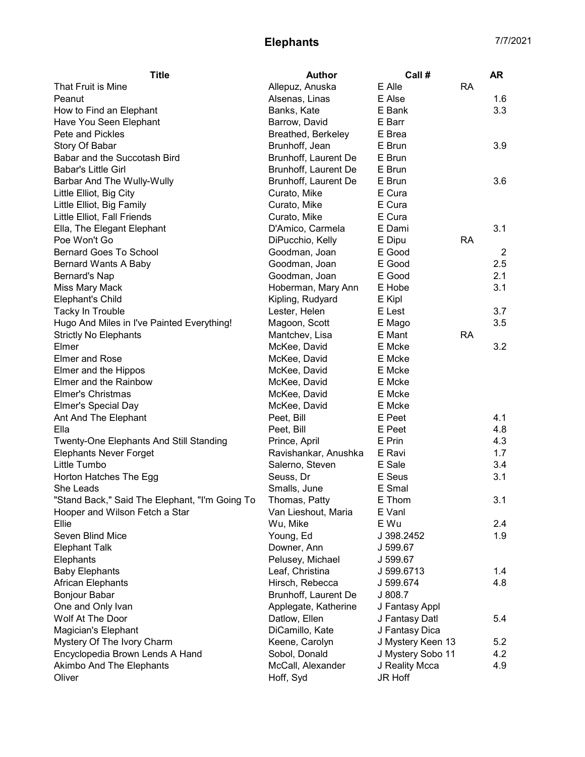# Elephants

7/7/2021

| Title | Author | Call # | | AR |
|---|---|---|---|---|
| That Fruit is Mine | Allepuz, Anuska | E Alle | RA | |
| Peanut | Alsenas, Linas | E Alse | | 1.6 |
| How to Find an Elephant | Banks, Kate | E Bank | | 3.3 |
| Have You Seen Elephant | Barrow, David | E Barr | | |
| Pete and Pickles | Breathed, Berkeley | E Brea | | |
| Story Of Babar | Brunhoff, Jean | E Brun | | 3.9 |
| Babar and the Succotash Bird | Brunhoff, Laurent De | E Brun | | |
| Babar's Little Girl | Brunhoff, Laurent De | E Brun | | |
| Barbar And The Wully-Wully | Brunhoff, Laurent De | E Brun | | 3.6 |
| Little Elliot, Big City | Curato, Mike | E Cura | | |
| Little Elliot, Big Family | Curato, Mike | E Cura | | |
| Little Elliot, Fall Friends | Curato, Mike | E Cura | | |
| Ella, The Elegant Elephant | D'Amico, Carmela | E Dami | | 3.1 |
| Poe Won't Go | DiPucchio, Kelly | E Dipu | RA | |
| Bernard Goes To School | Goodman, Joan | E Good | | 2 |
| Bernard Wants A Baby | Goodman, Joan | E Good | | 2.5 |
| Bernard's Nap | Goodman, Joan | E Good | | 2.1 |
| Miss Mary Mack | Hoberman, Mary Ann | E Hobe | | 3.1 |
| Elephant's Child | Kipling, Rudyard | E Kipl | | |
| Tacky In Trouble | Lester, Helen | E Lest | | 3.7 |
| Hugo And Miles in I've Painted Everything! | Magoon, Scott | E Mago | | 3.5 |
| Strictly No Elephants | Mantchev, Lisa | E Mant | RA | |
| Elmer | McKee, David | E Mcke | | 3.2 |
| Elmer and Rose | McKee, David | E Mcke | | |
| Elmer and the Hippos | McKee, David | E Mcke | | |
| Elmer and the Rainbow | McKee, David | E Mcke | | |
| Elmer's Christmas | McKee, David | E Mcke | | |
| Elmer's Special Day | McKee, David | E Mcke | | |
| Ant And The Elephant | Peet, Bill | E Peet | | 4.1 |
| Ella | Peet, Bill | E Peet | | 4.8 |
| Twenty-One Elephants And Still Standing | Prince, April | E Prin | | 4.3 |
| Elephants Never Forget | Ravishankar, Anushka | E Ravi | | 1.7 |
| Little Tumbo | Salerno, Steven | E Sale | | 3.4 |
| Horton Hatches The Egg | Seuss, Dr | E Seus | | 3.1 |
| She Leads | Smalls, June | E Smal | | |
| "Stand Back," Said The Elephant, "I'm Going To | Thomas, Patty | E Thom | | 3.1 |
| Hooper and Wilson Fetch a Star | Van Lieshout, Maria | E Vanl | | |
| Ellie | Wu, Mike | E Wu | | 2.4 |
| Seven Blind Mice | Young, Ed | J 398.2452 | | 1.9 |
| Elephant Talk | Downer, Ann | J 599.67 | | |
| Elephants | Pelusey, Michael | J 599.67 | | |
| Baby Elephants | Leaf, Christina | J 599.6713 | | 1.4 |
| African Elephants | Hirsch, Rebecca | J 599.674 | | 4.8 |
| Bonjour Babar | Brunhoff, Laurent De | J 808.7 | | |
| One and Only Ivan | Applegate, Katherine | J Fantasy Appl | | |
| Wolf At The Door | Datlow, Ellen | J Fantasy Datl | | 5.4 |
| Magician's Elephant | DiCamillo, Kate | J Fantasy Dica | | |
| Mystery Of The Ivory Charm | Keene, Carolyn | J Mystery Keen 13 | | 5.2 |
| Encyclopedia Brown Lends A Hand | Sobol, Donald | J Mystery Sobo 11 | | 4.2 |
| Akimbo And The Elephants | McCall, Alexander | J Reality Mcca | | 4.9 |
| Oliver | Hoff, Syd | JR Hoff | | |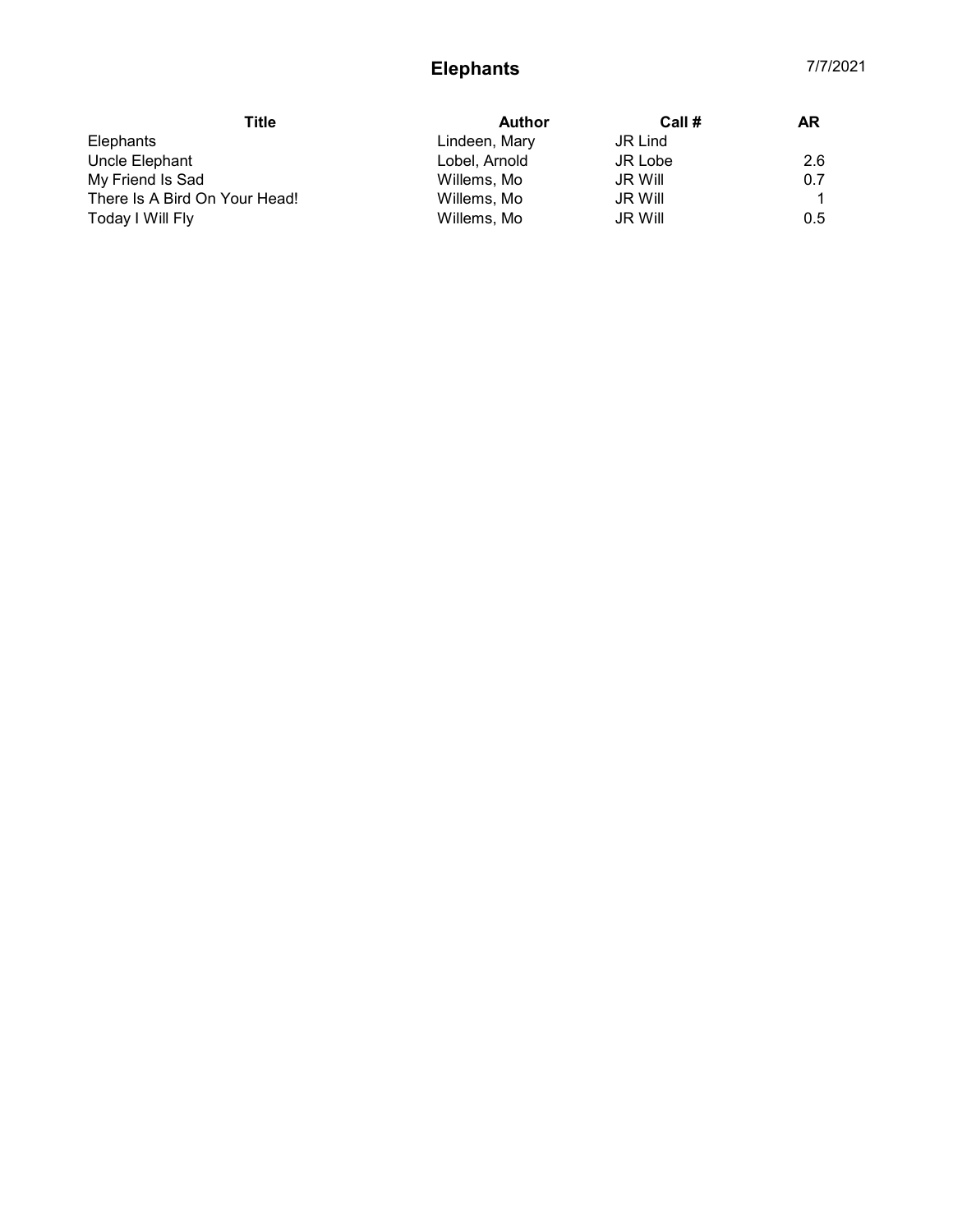# Elephants

7/7/2021

| Title | Author | Call # | AR |
|---|---|---|---|
| Elephants | Lindeen, Mary | JR Lind | |
| Uncle Elephant | Lobel, Arnold | JR Lobe | 2.6 |
| My Friend Is Sad | Willems, Mo | JR Will | 0.7 |
| There Is A Bird On Your Head! | Willems, Mo | JR Will | 1 |
| Today I Will Fly | Willems, Mo | JR Will | 0.5 |